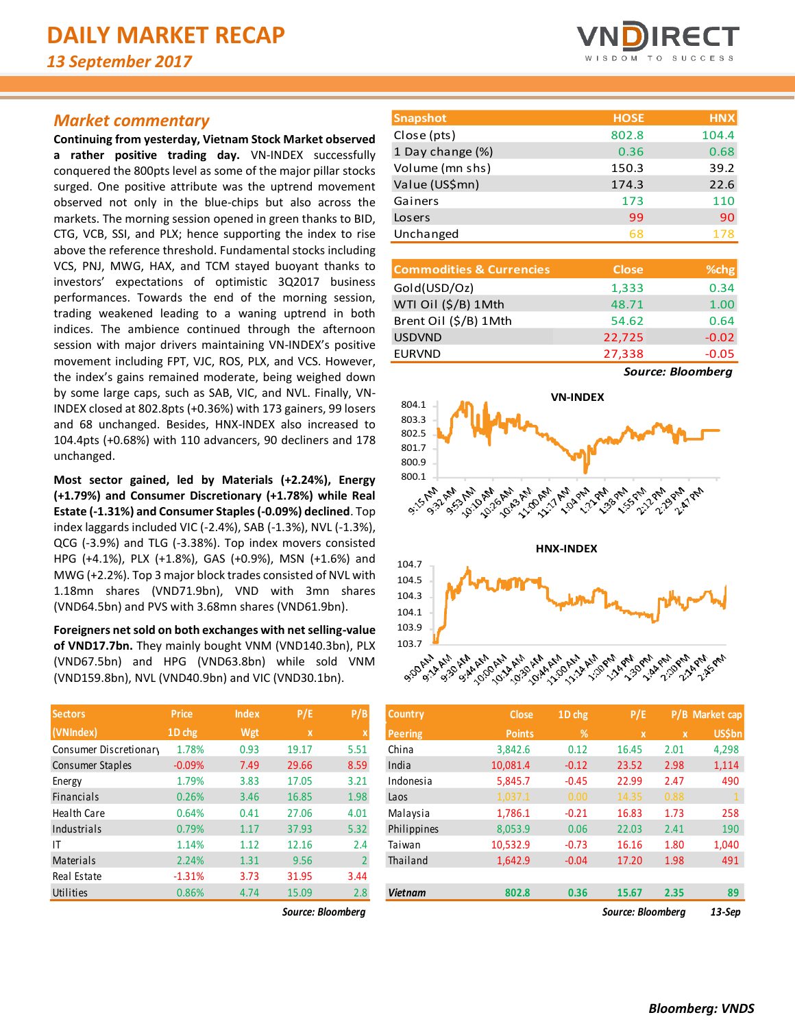# DAILY MARKET RECAP

*13 September 2017*

## Market commentary

**Continuing from yesterday, Vietnam Stock Market observed a rather positive trading day.** VN-INDEX successfully conquered the 800pts level as some of the major pillar stocks surged. One positive attribute was the uptrend movement observed not only in the blue-chips but also across the markets. The morning session opened in green thanks to BID, CTG, VCB, SSI, and PLX; hence supporting the index to rise above the reference threshold. Fundamental stocks including VCS, PNJ, MWG, HAX, and TCM stayed buoyant thanks to investors' expectations of optimistic 3Q2017 business performances. Towards the end of the morning session, trading weakened leading to a waning uptrend in both indices. The ambience continued through the afternoon session with major drivers maintaining VN-INDEX's positive movement including FPT, VJC, ROS, PLX, and VCS. However, the index's gains remained moderate, being weighed down by some large caps, such as SAB, VIC, and NVL. Finally, VN-INDEX closed at 802.8pts (+0.36%) with 173 gainers, 99 losers and 68 unchanged. Besides, HNX-INDEX also increased to 104.4pts (+0.68%) with 110 advancers, 90 decliners and 178 unchanged.

**Most sector gained, led by Materials (+2.24%), Energy (+1.79%) and Consumer Discretionary (+1.78%) while Real Estate (-1.31%) and Consumer Staples (-0.09%) declined**. Top index laggards included VIC (-2.4%), SAB (-1.3%), NVL (-1.3%), QCG (-3.9%) and TLG (-3.38%). Top index movers consisted HPG (+4.1%), PLX (+1.8%), GAS (+0.9%), MSN (+1.6%) and MWG (+2.2%). Top 3 major block trades consisted of NVL with 1.18mn shares (VND71.9bn), VND with 3mn shares (VND64.5bn) and PVS with 3.68mn shares (VND61.9bn).

**Foreigners net sold on both exchanges with net selling-value of VND17.7bn.** They mainly bought VNM (VND140.3bn), PLX (VND67.5bn) and HPG (VND63.8bn) while sold VNM (VND159.8bn), NVL (VND40.9bn) and VIC (VND30.1bn).

| Snapshot | HOSE | HNX |
|---|---|---|
| Close (pts) | 802.8 | 104.4 |
| 1 Day change (%) | 0.36 | 0.68 |
| Volume (mn shs) | 150.3 | 39.2 |
| Value (US$mn) | 174.3 | 22.6 |
| Gainers | 173 | 110 |
| Losers | 99 | 90 |
| Unchanged | 68 | 178 |

| Commodities & Currencies | Close | %chg |
|---|---|---|
| Gold(USD/Oz) | 1,333 | 0.34 |
| WTI Oil ($/B) 1Mth | 48.71 | 1.00 |
| Brent Oil ($/B) 1Mth | 54.62 | 0.64 |
| USDVND | 22,725 | -0.02 |
| EURVND | 27,338 | -0.05 |

***Source: Bloomberg***

| Sectors (VNIndex) | Price 1D chg | Index Wgt | P/E x | P/B x |
|---|---|---|---|---|
| Consumer Discretionary | 1.78% | 0.93 | 19.17 | 5.51 |
| Consumer Staples | -0.09% | 7.49 | 29.66 | 8.59 |
| Energy | 1.79% | 3.83 | 17.05 | 3.21 |
| Financials | 0.26% | 3.46 | 16.85 | 1.98 |
| Health Care | 0.64% | 0.41 | 27.06 | 4.01 |
| Industrials | 0.79% | 1.17 | 37.93 | 5.32 |
| IT | 1.14% | 1.12 | 12.16 | 2.4 |
| Materials | 2.24% | 1.31 | 9.56 | 2 |
| Real Estate | -1.31% | 3.73 | 31.95 | 3.44 |
| Utilities | 0.86% | 4.74 | 15.09 | 2.8 |

***Source: Bloomberg***

| Country Peering | Close Points | 1D chg % | P/E x | P/B x | Market cap US$bn |
|---|---|---|---|---|---|
| China | 3,842.6 | 0.12 | 16.45 | 2.01 | 4,298 |
| India | 10,081.4 | -0.12 | 23.52 | 2.98 | 1,114 |
| Indonesia | 5,845.7 | -0.45 | 22.99 | 2.47 | 490 |
| Laos | 1,037.1 | 0.00 | 14.35 | 0.88 | 1 |
| Malaysia | 1,786.1 | -0.21 | 16.83 | 1.73 | 258 |
| Philippines | 8,053.9 | 0.06 | 22.03 | 2.41 | 190 |
| Taiwan | 10,532.9 | -0.73 | 16.16 | 1.80 | 1,040 |
| Thailand | 1,642.9 | -0.04 | 17.20 | 1.98 | 491 |
| ***Vietnam*** | **802.8** | **0.36** | **15.67** | **2.35** | **89** |

***Source: Bloomberg*** ***13-Sep***

***Bloomberg: VNDS***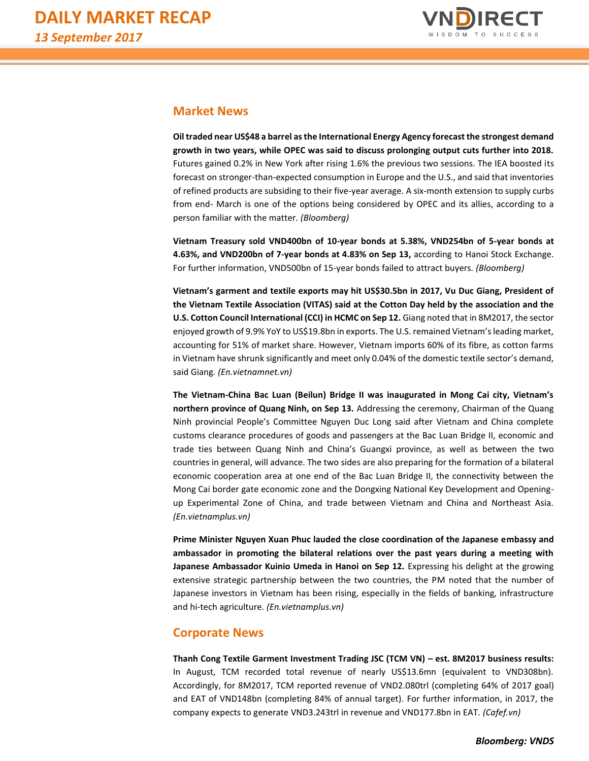## Market News

**Oil traded near US$48 a barrel as the International Energy Agency forecast the strongest demand growth in two years, while OPEC was said to discuss prolonging output cuts further into 2018.** Futures gained 0.2% in New York after rising 1.6% the previous two sessions. The IEA boosted its forecast on stronger-than-expected consumption in Europe and the U.S., and said that inventories of refined products are subsiding to their five-year average. A six-month extension to supply curbs from end- March is one of the options being considered by OPEC and its allies, according to a person familiar with the matter. *(Bloomberg)*

**Vietnam Treasury sold VND400bn of 10-year bonds at 5.38%, VND254bn of 5-year bonds at 4.63%, and VND200bn of 7-year bonds at 4.83% on Sep 13,** according to Hanoi Stock Exchange. For further information, VND500bn of 15-year bonds failed to attract buyers. *(Bloomberg)*

**Vietnam's garment and textile exports may hit US$30.5bn in 2017, Vu Duc Giang, President of the Vietnam Textile Association (VITAS) said at the Cotton Day held by the association and the U.S. Cotton Council International (CCI) in HCMC on Sep 12.** Giang noted that in 8M2017, the sector enjoyed growth of 9.9% YoY to US$19.8bn in exports. The U.S. remained Vietnam's leading market, accounting for 51% of market share. However, Vietnam imports 60% of its fibre, as cotton farms in Vietnam have shrunk significantly and meet only 0.04% of the domestic textile sector's demand, said Giang. *(En.vietnamnet.vn)*

**The Vietnam-China Bac Luan (Beilun) Bridge II was inaugurated in Mong Cai city, Vietnam's northern province of Quang Ninh, on Sep 13.** Addressing the ceremony, Chairman of the Quang Ninh provincial People's Committee Nguyen Duc Long said after Vietnam and China complete customs clearance procedures of goods and passengers at the Bac Luan Bridge II, economic and trade ties between Quang Ninh and China's Guangxi province, as well as between the two countries in general, will advance. The two sides are also preparing for the formation of a bilateral economic cooperation area at one end of the Bac Luan Bridge II, the connectivity between the Mong Cai border gate economic zone and the Dongxing National Key Development and Opening-up Experimental Zone of China, and trade between Vietnam and China and Northeast Asia. *(En.vietnamplus.vn)*

**Prime Minister Nguyen Xuan Phuc lauded the close coordination of the Japanese embassy and ambassador in promoting the bilateral relations over the past years during a meeting with Japanese Ambassador Kuinio Umeda in Hanoi on Sep 12.** Expressing his delight at the growing extensive strategic partnership between the two countries, the PM noted that the number of Japanese investors in Vietnam has been rising, especially in the fields of banking, infrastructure and hi-tech agriculture. *(En.vietnamplus.vn)*

## Corporate News

**Thanh Cong Textile Garment Investment Trading JSC (TCM VN) – est. 8M2017 business results:** In August, TCM recorded total revenue of nearly US$13.6mn (equivalent to VND308bn). Accordingly, for 8M2017, TCM reported revenue of VND2.080trl (completing 64% of 2017 goal) and EAT of VND148bn (completing 84% of annual target). For further information, in 2017, the company expects to generate VND3.243trl in revenue and VND177.8bn in EAT. *(Cafef.vn)*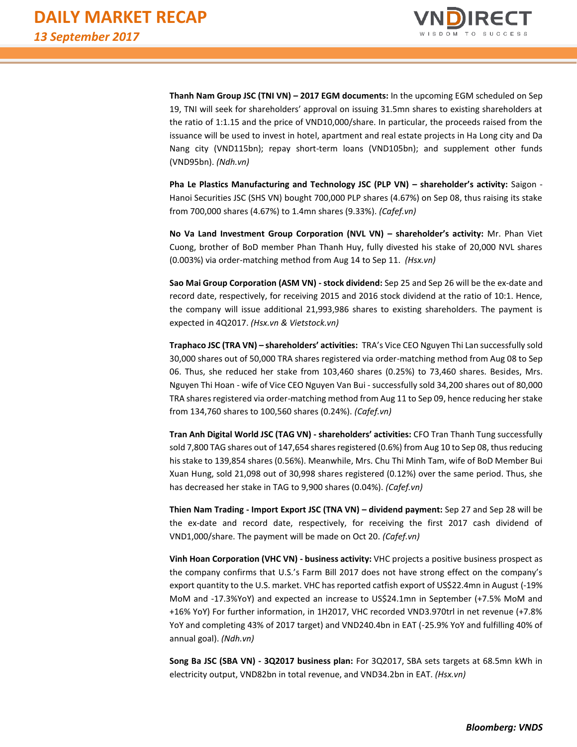**Thanh Nam Group JSC (TNI VN) – 2017 EGM documents:** In the upcoming EGM scheduled on Sep 19, TNI will seek for shareholders' approval on issuing 31.5mn shares to existing shareholders at the ratio of 1:1.15 and the price of VND10,000/share. In particular, the proceeds raised from the issuance will be used to invest in hotel, apartment and real estate projects in Ha Long city and Da Nang city (VND115bn); repay short-term loans (VND105bn); and supplement other funds (VND95bn). *(Ndh.vn)*

**Pha Le Plastics Manufacturing and Technology JSC (PLP VN) – shareholder's activity:** Saigon - Hanoi Securities JSC (SHS VN) bought 700,000 PLP shares (4.67%) on Sep 08, thus raising its stake from 700,000 shares (4.67%) to 1.4mn shares (9.33%). *(Cafef.vn)*

**No Va Land Investment Group Corporation (NVL VN) – shareholder's activity:** Mr. Phan Viet Cuong, brother of BoD member Phan Thanh Huy, fully divested his stake of 20,000 NVL shares (0.003%) via order-matching method from Aug 14 to Sep 11. *(Hsx.vn)*

**Sao Mai Group Corporation (ASM VN) - stock dividend:** Sep 25 and Sep 26 will be the ex-date and record date, respectively, for receiving 2015 and 2016 stock dividend at the ratio of 10:1. Hence, the company will issue additional 21,993,986 shares to existing shareholders. The payment is expected in 4Q2017. *(Hsx.vn & Vietstock.vn)*

**Traphaco JSC (TRA VN) – shareholders' activities:** TRA's Vice CEO Nguyen Thi Lan successfully sold 30,000 shares out of 50,000 TRA shares registered via order-matching method from Aug 08 to Sep 06. Thus, she reduced her stake from 103,460 shares (0.25%) to 73,460 shares. Besides, Mrs. Nguyen Thi Hoan - wife of Vice CEO Nguyen Van Bui - successfully sold 34,200 shares out of 80,000 TRA shares registered via order-matching method from Aug 11 to Sep 09, hence reducing her stake from 134,760 shares to 100,560 shares (0.24%). *(Cafef.vn)*

**Tran Anh Digital World JSC (TAG VN) - shareholders' activities:** CFO Tran Thanh Tung successfully sold 7,800 TAG shares out of 147,654 shares registered (0.6%) from Aug 10 to Sep 08, thus reducing his stake to 139,854 shares (0.56%). Meanwhile, Mrs. Chu Thi Minh Tam, wife of BoD Member Bui Xuan Hung, sold 21,098 out of 30,998 shares registered (0.12%) over the same period. Thus, she has decreased her stake in TAG to 9,900 shares (0.04%). *(Cafef.vn)*

**Thien Nam Trading - Import Export JSC (TNA VN) – dividend payment:** Sep 27 and Sep 28 will be the ex-date and record date, respectively, for receiving the first 2017 cash dividend of VND1,000/share. The payment will be made on Oct 20. *(Cafef.vn)*

**Vinh Hoan Corporation (VHC VN) - business activity:** VHC projects a positive business prospect as the company confirms that U.S.'s Farm Bill 2017 does not have strong effect on the company's export quantity to the U.S. market. VHC has reported catfish export of US$22.4mn in August (-19% MoM and -17.3%YoY) and expected an increase to US$24.1mn in September (+7.5% MoM and +16% YoY) For further information, in 1H2017, VHC recorded VND3.970trl in net revenue (+7.8% YoY and completing 43% of 2017 target) and VND240.4bn in EAT (-25.9% YoY and fulfilling 40% of annual goal). *(Ndh.vn)*

**Song Ba JSC (SBA VN) - 3Q2017 business plan:** For 3Q2017, SBA sets targets at 68.5mn kWh in electricity output, VND82bn in total revenue, and VND34.2bn in EAT. *(Hsx.vn)*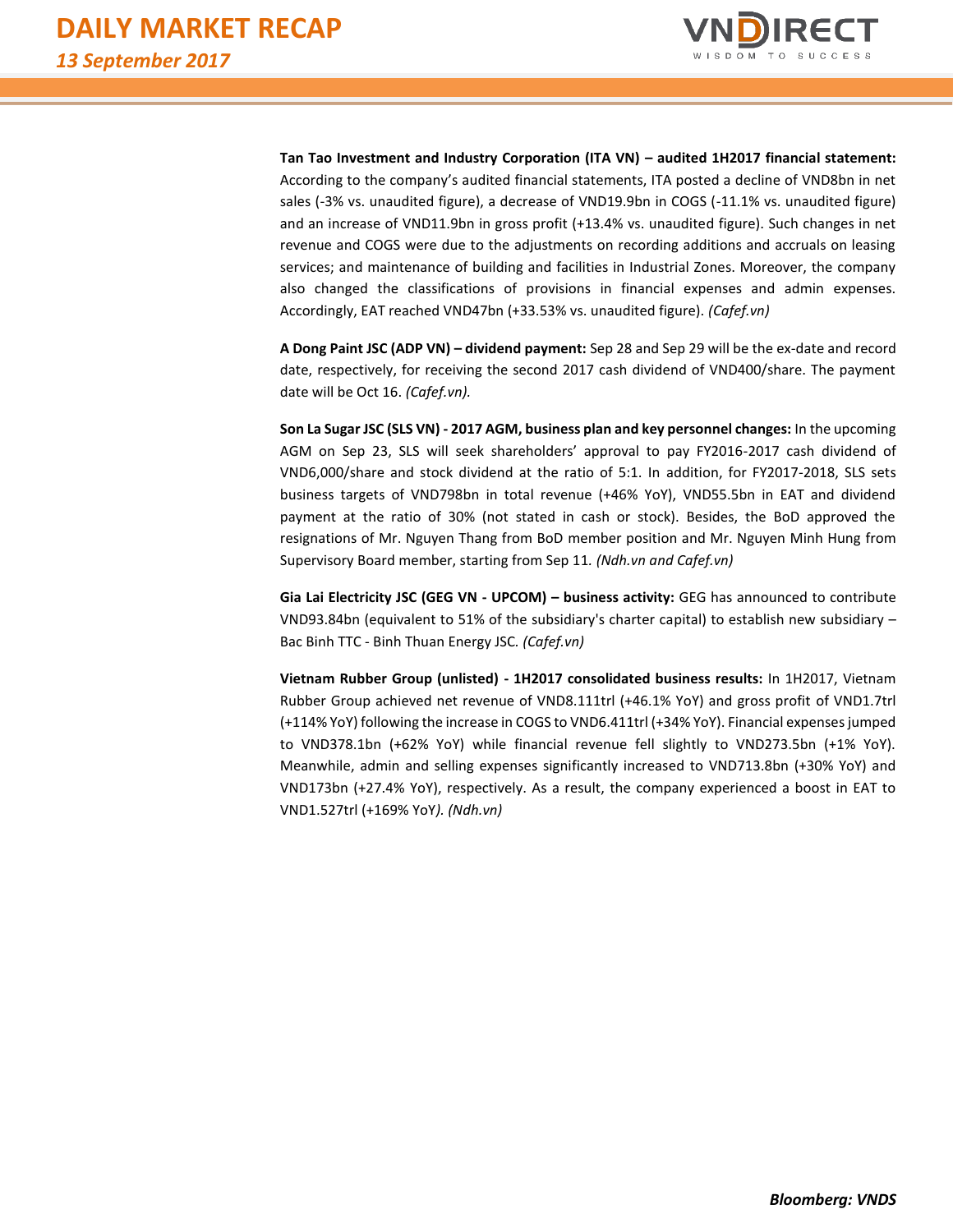**Tan Tao Investment and Industry Corporation (ITA VN) – audited 1H2017 financial statement:** According to the company's audited financial statements, ITA posted a decline of VND8bn in net sales (-3% vs. unaudited figure), a decrease of VND19.9bn in COGS (-11.1% vs. unaudited figure) and an increase of VND11.9bn in gross profit (+13.4% vs. unaudited figure). Such changes in net revenue and COGS were due to the adjustments on recording additions and accruals on leasing services; and maintenance of building and facilities in Industrial Zones. Moreover, the company also changed the classifications of provisions in financial expenses and admin expenses. Accordingly, EAT reached VND47bn (+33.53% vs. unaudited figure). *(Cafef.vn)*

**A Dong Paint JSC (ADP VN) – dividend payment:** Sep 28 and Sep 29 will be the ex-date and record date, respectively, for receiving the second 2017 cash dividend of VND400/share. The payment date will be Oct 16. *(Cafef.vn).*

**Son La Sugar JSC (SLS VN) - 2017 AGM, business plan and key personnel changes:** In the upcoming AGM on Sep 23, SLS will seek shareholders' approval to pay FY2016-2017 cash dividend of VND6,000/share and stock dividend at the ratio of 5:1. In addition, for FY2017-2018, SLS sets business targets of VND798bn in total revenue (+46% YoY), VND55.5bn in EAT and dividend payment at the ratio of 30% (not stated in cash or stock). Besides, the BoD approved the resignations of Mr. Nguyen Thang from BoD member position and Mr. Nguyen Minh Hung from Supervisory Board member, starting from Sep 11. *(Ndh.vn and Cafef.vn)*

**Gia Lai Electricity JSC (GEG VN - UPCOM) – business activity:** GEG has announced to contribute VND93.84bn (equivalent to 51% of the subsidiary's charter capital) to establish new subsidiary – Bac Binh TTC - Binh Thuan Energy JSC. *(Cafef.vn)*

**Vietnam Rubber Group (unlisted) - 1H2017 consolidated business results:** In 1H2017, Vietnam Rubber Group achieved net revenue of VND8.111trl (+46.1% YoY) and gross profit of VND1.7trl (+114% YoY) following the increase in COGS to VND6.411trl (+34% YoY). Financial expenses jumped to VND378.1bn (+62% YoY) while financial revenue fell slightly to VND273.5bn (+1% YoY). Meanwhile, admin and selling expenses significantly increased to VND713.8bn (+30% YoY) and VND173bn (+27.4% YoY), respectively. As a result, the company experienced a boost in EAT to VND1.527trl (+169% YoY*). (Ndh.vn)*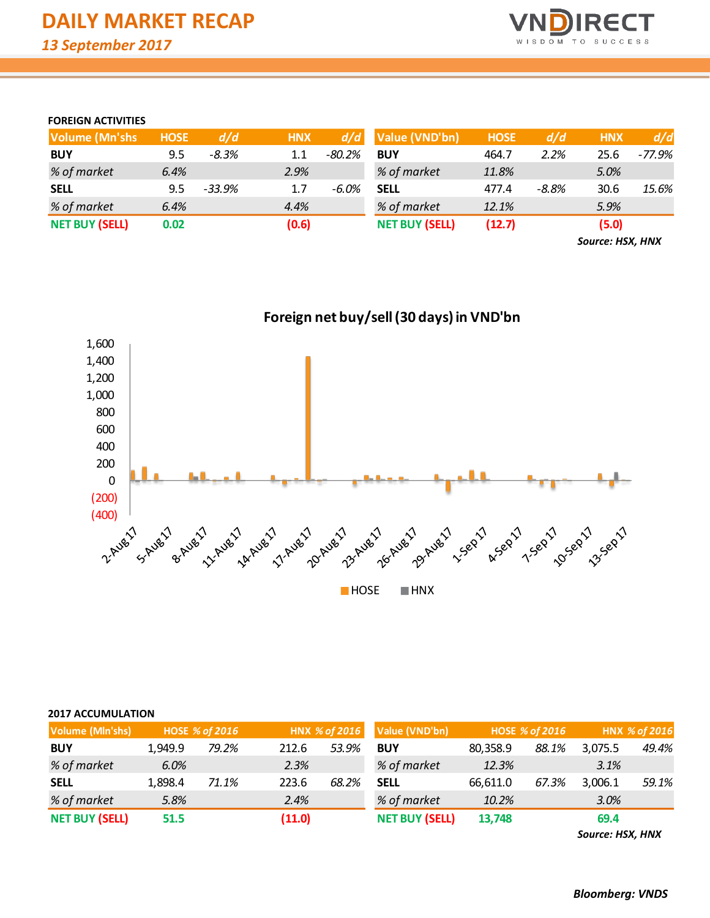# DAILY MARKET RECAP

*13 September 2017*

**FOREIGN ACTIVITIES**

| Volume (Mn'shs | HOSE | d/d | HNX | d/d |
|---|---|---|---|---|
| **BUY** | 9.5 | *-8.3%* | 1.1 | *-80.2%* |
| *% of market* | *6.4%* | | *2.9%* | |
| **SELL** | 9.5 | *-33.9%* | 1.7 | *-6.0%* |
| *% of market* | *6.4%* | | *4.4%* | |
| **NET BUY (SELL)** | **0.02** | | **(0.6)** | |

| Value (VND'bn) | HOSE | d/d | HNX | d/d |
|---|---|---|---|---|
| **BUY** | 464.7 | *2.2%* | 25.6 | *-77.9%* |
| *% of market* | *11.8%* | | *5.0%* | |
| **SELL** | 477.4 | *-8.8%* | 30.6 | *15.6%* |
| *% of market* | *12.1%* | | *5.9%* | |
| **NET BUY (SELL)** | **(12.7)** | | **(5.0)** | |

***Source: HSX, HNX***

**Foreign net buy/sell (30 days) in VND'bn**

**2017 ACCUMULATION**

| Volume (Mln'shs) | HOSE | % of 2016 | HNX | % of 2016 |
|---|---|---|---|---|
| **BUY** | 1,949.9 | *79.2%* | 212.6 | *53.9%* |
| *% of market* | *6.0%* | | *2.3%* | |
| **SELL** | 1,898.4 | *71.1%* | 223.6 | *68.2%* |
| *% of market* | *5.8%* | | *2.4%* | |
| **NET BUY (SELL)** | **51.5** | | **(11.0)** | |

| Value (VND'bn) | HOSE | % of 2016 | HNX | % of 2016 |
|---|---|---|---|---|
| **BUY** | 80,358.9 | *88.1%* | 3,075.5 | *49.4%* |
| *% of market* | *12.3%* | | *3.1%* | |
| **SELL** | 66,611.0 | *67.3%* | 3,006.1 | *59.1%* |
| *% of market* | *10.2%* | | *3.0%* | |
| **NET BUY (SELL)** | **13,748** | | **69.4** | |

***Source: HSX, HNX***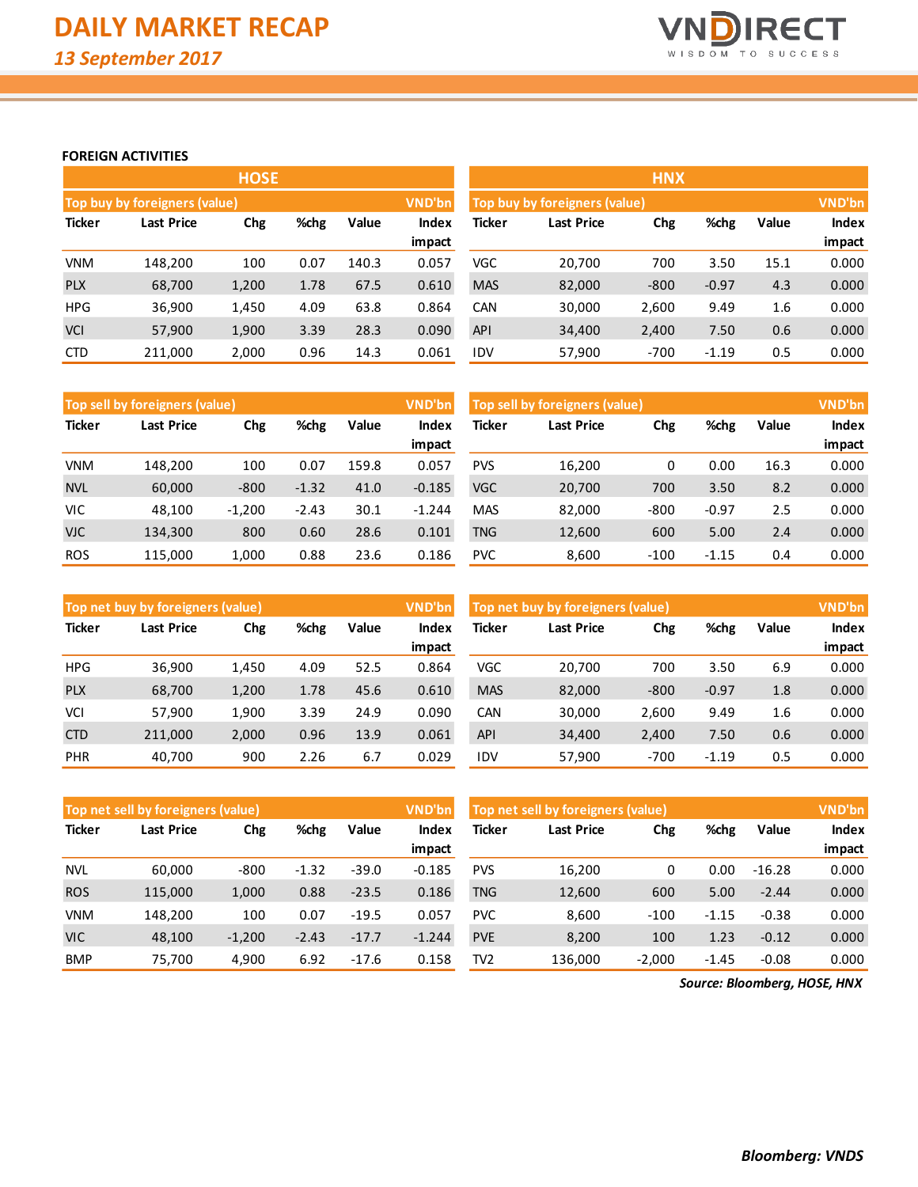# DAILY MARKET RECAP

*13 September 2017*

### FOREIGN ACTIVITIES

## HOSE

**Top buy by foreigners (value)** — VND'bn

| Ticker | Last Price | Chg | %chg | Value | Index impact |
|---|---|---|---|---|---|
| VNM | 148,200 | 100 | 0.07 | 140.3 | 0.057 |
| PLX | 68,700 | 1,200 | 1.78 | 67.5 | 0.610 |
| HPG | 36,900 | 1,450 | 4.09 | 63.8 | 0.864 |
| VCI | 57,900 | 1,900 | 3.39 | 28.3 | 0.090 |
| CTD | 211,000 | 2,000 | 0.96 | 14.3 | 0.061 |

**Top sell by foreigners (value)** — VND'bn

| Ticker | Last Price | Chg | %chg | Value | Index impact |
|---|---|---|---|---|---|
| VNM | 148,200 | 100 | 0.07 | 159.8 | 0.057 |
| NVL | 60,000 | -800 | -1.32 | 41.0 | -0.185 |
| VIC | 48,100 | -1,200 | -2.43 | 30.1 | -1.244 |
| VJC | 134,300 | 800 | 0.60 | 28.6 | 0.101 |
| ROS | 115,000 | 1,000 | 0.88 | 23.6 | 0.186 |

**Top net buy by foreigners (value)** — VND'bn

| Ticker | Last Price | Chg | %chg | Value | Index impact |
|---|---|---|---|---|---|
| HPG | 36,900 | 1,450 | 4.09 | 52.5 | 0.864 |
| PLX | 68,700 | 1,200 | 1.78 | 45.6 | 0.610 |
| VCI | 57,900 | 1,900 | 3.39 | 24.9 | 0.090 |
| CTD | 211,000 | 2,000 | 0.96 | 13.9 | 0.061 |
| PHR | 40,700 | 900 | 2.26 | 6.7 | 0.029 |

**Top net sell by foreigners (value)** — VND'bn

| Ticker | Last Price | Chg | %chg | Value | Index impact |
|---|---|---|---|---|---|
| NVL | 60,000 | -800 | -1.32 | -39.0 | -0.185 |
| ROS | 115,000 | 1,000 | 0.88 | -23.5 | 0.186 |
| VNM | 148,200 | 100 | 0.07 | -19.5 | 0.057 |
| VIC | 48,100 | -1,200 | -2.43 | -17.7 | -1.244 |
| BMP | 75,700 | 4,900 | 6.92 | -17.6 | 0.158 |

## HNX

**Top buy by foreigners (value)** — VND'bn

| Ticker | Last Price | Chg | %chg | Value | Index impact |
|---|---|---|---|---|---|
| VGC | 20,700 | 700 | 3.50 | 15.1 | 0.000 |
| MAS | 82,000 | -800 | -0.97 | 4.3 | 0.000 |
| CAN | 30,000 | 2,600 | 9.49 | 1.6 | 0.000 |
| API | 34,400 | 2,400 | 7.50 | 0.6 | 0.000 |
| IDV | 57,900 | -700 | -1.19 | 0.5 | 0.000 |

**Top sell by foreigners (value)** — VND'bn

| Ticker | Last Price | Chg | %chg | Value | Index impact |
|---|---|---|---|---|---|
| PVS | 16,200 | 0 | 0.00 | 16.3 | 0.000 |
| VGC | 20,700 | 700 | 3.50 | 8.2 | 0.000 |
| MAS | 82,000 | -800 | -0.97 | 2.5 | 0.000 |
| TNG | 12,600 | 600 | 5.00 | 2.4 | 0.000 |
| PVC | 8,600 | -100 | -1.15 | 0.4 | 0.000 |

**Top net buy by foreigners (value)** — VND'bn

| Ticker | Last Price | Chg | %chg | Value | Index impact |
|---|---|---|---|---|---|
| VGC | 20,700 | 700 | 3.50 | 6.9 | 0.000 |
| MAS | 82,000 | -800 | -0.97 | 1.8 | 0.000 |
| CAN | 30,000 | 2,600 | 9.49 | 1.6 | 0.000 |
| API | 34,400 | 2,400 | 7.50 | 0.6 | 0.000 |
| IDV | 57,900 | -700 | -1.19 | 0.5 | 0.000 |

**Top net sell by foreigners (value)** — VND'bn

| Ticker | Last Price | Chg | %chg | Value | Index impact |
|---|---|---|---|---|---|
| PVS | 16,200 | 0 | 0.00 | -16.28 | 0.000 |
| TNG | 12,600 | 600 | 5.00 | -2.44 | 0.000 |
| PVC | 8,600 | -100 | -1.15 | -0.38 | 0.000 |
| PVE | 8,200 | 100 | 1.23 | -0.12 | 0.000 |
| TV2 | 136,000 | -2,000 | -1.45 | -0.08 | 0.000 |

*Source: Bloomberg, HOSE, HNX*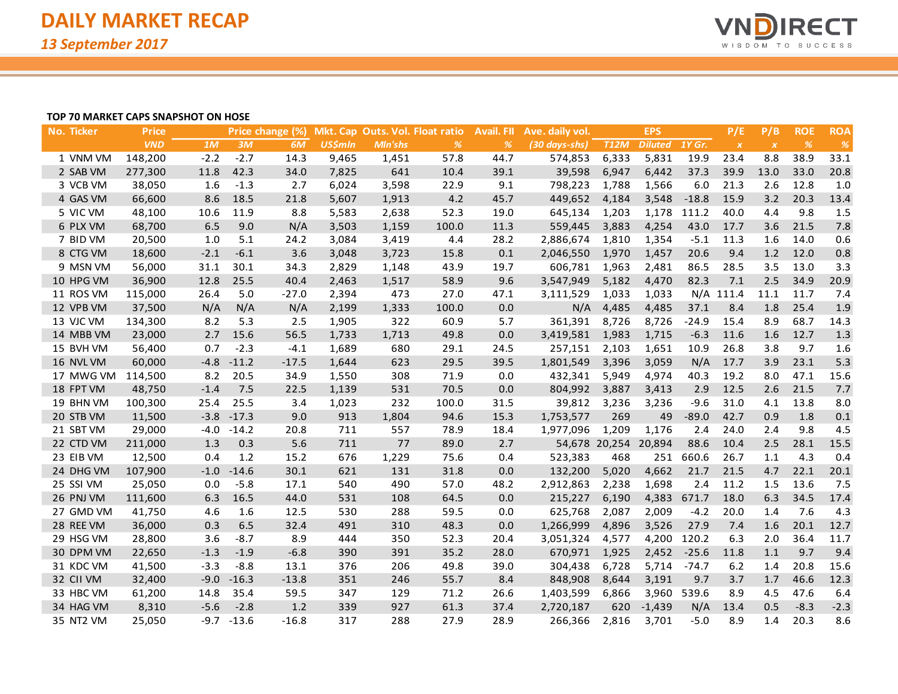# DAILY MARKET RECAP

*13 September 2017*

**TOP 70 MARKET CAPS SNAPSHOT ON HOSE**

| No. | Ticker | Price | Price change (%) | | | Mkt. Cap | Outs. Vol. | Float ratio | Avail. FII | Ave. daily vol. | EPS | | | P/E | P/B | ROE | ROA |
|---|---|---|---|---|---|---|---|---|---|---|---|---|---|---|---|---|---|
| | | VND | 1M | 3M | 6M | US$mln | Mln'shs | % | % | (30 days-shs) | T12M | Diluted | 1Y Gr. | x | x | % | % |
| 1 | VNM VM | 148,200 | -2.2 | -2.7 | 14.3 | 9,465 | 1,451 | 57.8 | 44.7 | 574,853 | 6,333 | 5,831 | 19.9 | 23.4 | 8.8 | 38.9 | 33.1 |
| 2 | SAB VM | 277,300 | 11.8 | 42.3 | 34.0 | 7,825 | 641 | 10.4 | 39.1 | 39,598 | 6,947 | 6,442 | 37.3 | 39.9 | 13.0 | 33.0 | 20.8 |
| 3 | VCB VM | 38,050 | 1.6 | -1.3 | 2.7 | 6,024 | 3,598 | 22.9 | 9.1 | 798,223 | 1,788 | 1,566 | 6.0 | 21.3 | 2.6 | 12.8 | 1.0 |
| 4 | GAS VM | 66,600 | 8.6 | 18.5 | 21.8 | 5,607 | 1,913 | 4.2 | 45.7 | 449,652 | 4,184 | 3,548 | -18.8 | 15.9 | 3.2 | 20.3 | 13.4 |
| 5 | VIC VM | 48,100 | 10.6 | 11.9 | 8.8 | 5,583 | 2,638 | 52.3 | 19.0 | 645,134 | 1,203 | 1,178 | 111.2 | 40.0 | 4.4 | 9.8 | 1.5 |
| 6 | PLX VM | 68,700 | 6.5 | 9.0 | N/A | 3,503 | 1,159 | 100.0 | 11.3 | 559,445 | 3,883 | 4,254 | 43.0 | 17.7 | 3.6 | 21.5 | 7.8 |
| 7 | BID VM | 20,500 | 1.0 | 5.1 | 24.2 | 3,084 | 3,419 | 4.4 | 28.2 | 2,886,674 | 1,810 | 1,354 | -5.1 | 11.3 | 1.6 | 14.0 | 0.6 |
| 8 | CTG VM | 18,600 | -2.1 | -6.1 | 3.6 | 3,048 | 3,723 | 15.8 | 0.1 | 2,046,550 | 1,970 | 1,457 | 20.6 | 9.4 | 1.2 | 12.0 | 0.8 |
| 9 | MSN VM | 56,000 | 31.1 | 30.1 | 34.3 | 2,829 | 1,148 | 43.9 | 19.7 | 606,781 | 1,963 | 2,481 | 86.5 | 28.5 | 3.5 | 13.0 | 3.3 |
| 10 | HPG VM | 36,900 | 12.8 | 25.5 | 40.4 | 2,463 | 1,517 | 58.9 | 9.6 | 3,547,949 | 5,182 | 4,470 | 82.3 | 7.1 | 2.5 | 34.9 | 20.9 |
| 11 | ROS VM | 115,000 | 26.4 | 5.0 | -27.0 | 2,394 | 473 | 27.0 | 47.1 | 3,111,529 | 1,033 | 1,033 | N/A | 111.4 | 11.1 | 11.7 | 7.4 |
| 12 | VPB VM | 37,500 | N/A | N/A | N/A | 2,199 | 1,333 | 100.0 | 0.0 | N/A | 4,485 | 4,485 | 37.1 | 8.4 | 1.8 | 25.4 | 1.9 |
| 13 | VJC VM | 134,300 | 8.2 | 5.3 | 2.5 | 1,905 | 322 | 60.9 | 5.7 | 361,391 | 8,726 | 8,726 | -24.9 | 15.4 | 8.9 | 68.7 | 14.3 |
| 14 | MBB VM | 23,000 | 2.7 | 15.6 | 56.5 | 1,733 | 1,713 | 49.8 | 0.0 | 3,419,581 | 1,983 | 1,715 | -6.3 | 11.6 | 1.6 | 12.7 | 1.3 |
| 15 | BVH VM | 56,400 | 0.7 | -2.3 | -4.1 | 1,689 | 680 | 29.1 | 24.5 | 257,151 | 2,103 | 1,651 | 10.9 | 26.8 | 3.8 | 9.7 | 1.6 |
| 16 | NVL VM | 60,000 | -4.8 | -11.2 | -17.5 | 1,644 | 623 | 29.5 | 39.5 | 1,801,549 | 3,396 | 3,059 | N/A | 17.7 | 3.9 | 23.1 | 5.3 |
| 17 | MWG VM | 114,500 | 8.2 | 20.5 | 34.9 | 1,550 | 308 | 71.9 | 0.0 | 432,341 | 5,949 | 4,974 | 40.3 | 19.2 | 8.0 | 47.1 | 15.6 |
| 18 | FPT VM | 48,750 | -1.4 | 7.5 | 22.5 | 1,139 | 531 | 70.5 | 0.0 | 804,992 | 3,887 | 3,413 | 2.9 | 12.5 | 2.6 | 21.5 | 7.7 |
| 19 | BHN VM | 100,300 | 25.4 | 25.5 | 3.4 | 1,023 | 232 | 100.0 | 31.5 | 39,812 | 3,236 | 3,236 | -9.6 | 31.0 | 4.1 | 13.8 | 8.0 |
| 20 | STB VM | 11,500 | -3.8 | -17.3 | 9.0 | 913 | 1,804 | 94.6 | 15.3 | 1,753,577 | 269 | 49 | -89.0 | 42.7 | 0.9 | 1.8 | 0.1 |
| 21 | SBT VM | 29,000 | -4.0 | -14.2 | 20.8 | 711 | 557 | 78.9 | 18.4 | 1,977,096 | 1,209 | 1,176 | 2.4 | 24.0 | 2.4 | 9.8 | 4.5 |
| 22 | CTD VM | 211,000 | 1.3 | 0.3 | 5.6 | 711 | 77 | 89.0 | 2.7 | 54,678 | 20,254 | 20,894 | 88.6 | 10.4 | 2.5 | 28.1 | 15.5 |
| 23 | EIB VM | 12,500 | 0.4 | 1.2 | 15.2 | 676 | 1,229 | 75.6 | 0.4 | 523,383 | 468 | 251 | 660.6 | 26.7 | 1.1 | 4.3 | 0.4 |
| 24 | DHG VM | 107,900 | -1.0 | -14.6 | 30.1 | 621 | 131 | 31.8 | 0.0 | 132,200 | 5,020 | 4,662 | 21.7 | 21.5 | 4.7 | 22.1 | 20.1 |
| 25 | SSI VM | 25,050 | 0.0 | -5.8 | 17.1 | 540 | 490 | 57.0 | 48.2 | 2,912,863 | 2,238 | 1,698 | 2.4 | 11.2 | 1.5 | 13.6 | 7.5 |
| 26 | PNJ VM | 111,600 | 6.3 | 16.5 | 44.0 | 531 | 108 | 64.5 | 0.0 | 215,227 | 6,190 | 4,383 | 671.7 | 18.0 | 6.3 | 34.5 | 17.4 |
| 27 | GMD VM | 41,750 | 4.6 | 1.6 | 12.5 | 530 | 288 | 59.5 | 0.0 | 625,768 | 2,087 | 2,009 | -4.2 | 20.0 | 1.4 | 7.6 | 4.3 |
| 28 | REE VM | 36,000 | 0.3 | 6.5 | 32.4 | 491 | 310 | 48.3 | 0.0 | 1,266,999 | 4,896 | 3,526 | 27.9 | 7.4 | 1.6 | 20.1 | 12.7 |
| 29 | HSG VM | 28,800 | 3.6 | -8.7 | 8.9 | 444 | 350 | 52.3 | 20.4 | 3,051,324 | 4,577 | 4,200 | 120.2 | 6.3 | 2.0 | 36.4 | 11.7 |
| 30 | DPM VM | 22,650 | -1.3 | -1.9 | -6.8 | 390 | 391 | 35.2 | 28.0 | 670,971 | 1,925 | 2,452 | -25.6 | 11.8 | 1.1 | 9.7 | 9.4 |
| 31 | KDC VM | 41,500 | -3.3 | -8.8 | 13.1 | 376 | 206 | 49.8 | 39.0 | 304,438 | 6,728 | 5,714 | -74.7 | 6.2 | 1.4 | 20.8 | 15.6 |
| 32 | CII VM | 32,400 | -9.0 | -16.3 | -13.8 | 351 | 246 | 55.7 | 8.4 | 848,908 | 8,644 | 3,191 | 9.7 | 3.7 | 1.7 | 46.6 | 12.3 |
| 33 | HBC VM | 61,200 | 14.8 | 35.4 | 59.5 | 347 | 129 | 71.2 | 26.6 | 1,403,599 | 6,866 | 3,960 | 539.6 | 8.9 | 4.5 | 47.6 | 6.4 |
| 34 | HAG VM | 8,310 | -5.6 | -2.8 | 1.2 | 339 | 927 | 61.3 | 37.4 | 2,720,187 | 620 | -1,439 | N/A | 13.4 | 0.5 | -8.3 | -2.3 |
| 35 | NT2 VM | 25,050 | -9.7 | -13.6 | -16.8 | 317 | 288 | 27.9 | 28.9 | 266,366 | 2,816 | 3,701 | -5.0 | 8.9 | 1.4 | 20.3 | 8.6 |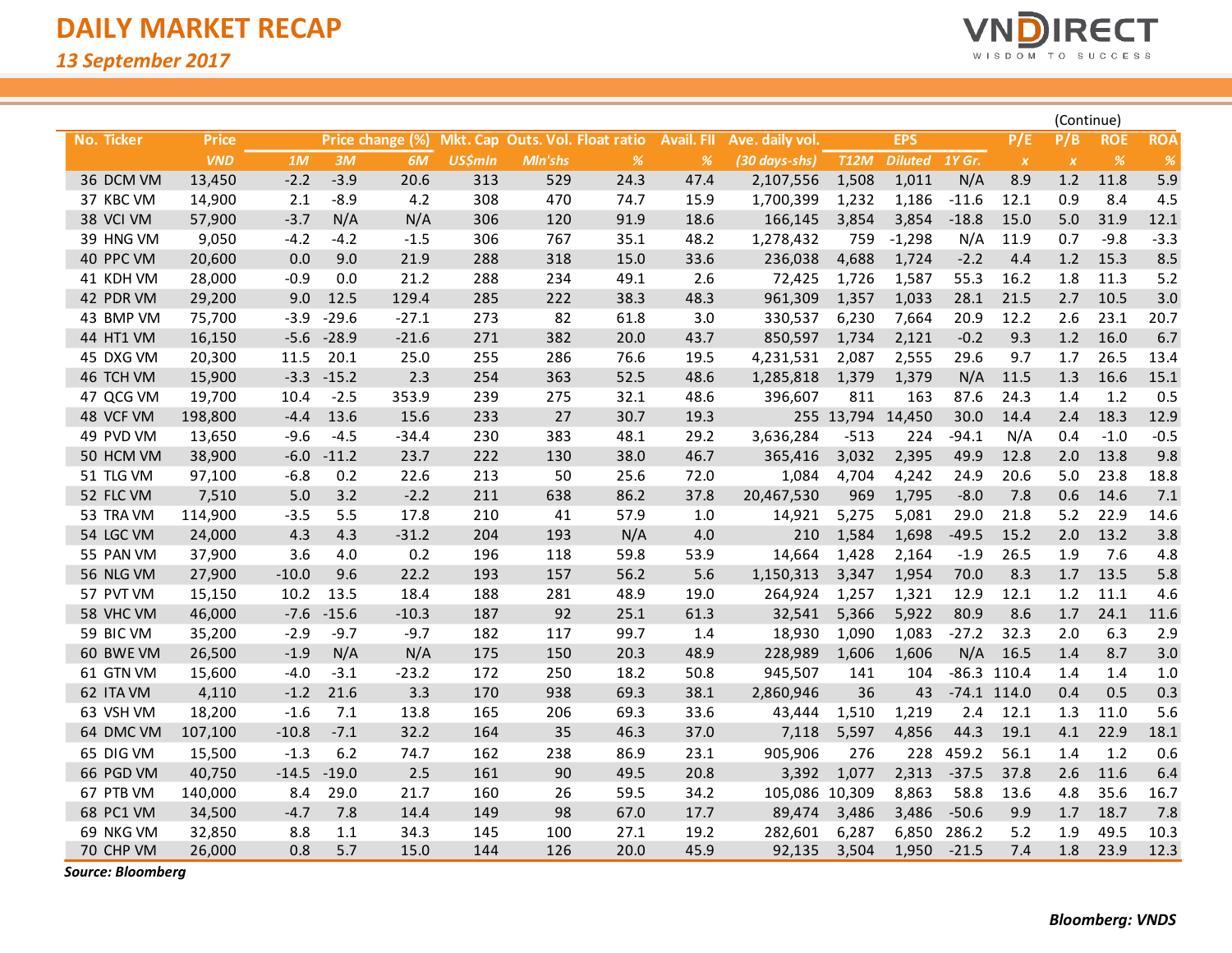# DAILY MARKET RECAP

*13 September 2017*

(Continue)

| No. | Ticker | Price | Price change (%) | | | Mkt. Cap | Outs. Vol. | Float ratio | Avail. FII | Ave. daily vol. | EPS | | | P/E | P/B | ROE | ROA |
|---|---|---|---|---|---|---|---|---|---|---|---|---|---|---|---|---|---|
| | | VND | 1M | 3M | 6M | US$mln | Mln'shs | % | % | (30 days-shs) | T12M | Diluted | 1Y Gr. | x | x | % | % |
| 36 | DCM VM | 13,450 | -2.2 | -3.9 | 20.6 | 313 | 529 | 24.3 | 47.4 | 2,107,556 | 1,508 | 1,011 | N/A | 8.9 | 1.2 | 11.8 | 5.9 |
| 37 | KBC VM | 14,900 | 2.1 | -8.9 | 4.2 | 308 | 470 | 74.7 | 15.9 | 1,700,399 | 1,232 | 1,186 | -11.6 | 12.1 | 0.9 | 8.4 | 4.5 |
| 38 | VCI VM | 57,900 | -3.7 | N/A | N/A | 306 | 120 | 91.9 | 18.6 | 166,145 | 3,854 | 3,854 | -18.8 | 15.0 | 5.0 | 31.9 | 12.1 |
| 39 | HNG VM | 9,050 | -4.2 | -4.2 | -1.5 | 306 | 767 | 35.1 | 48.2 | 1,278,432 | 759 | -1,298 | N/A | 11.9 | 0.7 | -9.8 | -3.3 |
| 40 | PPC VM | 20,600 | 0.0 | 9.0 | 21.9 | 288 | 318 | 15.0 | 33.6 | 236,038 | 4,688 | 1,724 | -2.2 | 4.4 | 1.2 | 15.3 | 8.5 |
| 41 | KDH VM | 28,000 | -0.9 | 0.0 | 21.2 | 288 | 234 | 49.1 | 2.6 | 72,425 | 1,726 | 1,587 | 55.3 | 16.2 | 1.8 | 11.3 | 5.2 |
| 42 | PDR VM | 29,200 | 9.0 | 12.5 | 129.4 | 285 | 222 | 38.3 | 48.3 | 961,309 | 1,357 | 1,033 | 28.1 | 21.5 | 2.7 | 10.5 | 3.0 |
| 43 | BMP VM | 75,700 | -3.9 | -29.6 | -27.1 | 273 | 82 | 61.8 | 3.0 | 330,537 | 6,230 | 7,664 | 20.9 | 12.2 | 2.6 | 23.1 | 20.7 |
| 44 | HT1 VM | 16,150 | -5.6 | -28.9 | -21.6 | 271 | 382 | 20.0 | 43.7 | 850,597 | 1,734 | 2,121 | -0.2 | 9.3 | 1.2 | 16.0 | 6.7 |
| 45 | DXG VM | 20,300 | 11.5 | 20.1 | 25.0 | 255 | 286 | 76.6 | 19.5 | 4,231,531 | 2,087 | 2,555 | 29.6 | 9.7 | 1.7 | 26.5 | 13.4 |
| 46 | TCH VM | 15,900 | -3.3 | -15.2 | 2.3 | 254 | 363 | 52.5 | 48.6 | 1,285,818 | 1,379 | 1,379 | N/A | 11.5 | 1.3 | 16.6 | 15.1 |
| 47 | QCG VM | 19,700 | 10.4 | -2.5 | 353.9 | 239 | 275 | 32.1 | 48.6 | 396,607 | 811 | 163 | 87.6 | 24.3 | 1.4 | 1.2 | 0.5 |
| 48 | VCF VM | 198,800 | -4.4 | 13.6 | 15.6 | 233 | 27 | 30.7 | 19.3 | 255 | 13,794 | 14,450 | 30.0 | 14.4 | 2.4 | 18.3 | 12.9 |
| 49 | PVD VM | 13,650 | -9.6 | -4.5 | -34.4 | 230 | 383 | 48.1 | 29.2 | 3,636,284 | -513 | 224 | -94.1 | N/A | 0.4 | -1.0 | -0.5 |
| 50 | HCM VM | 38,900 | -6.0 | -11.2 | 23.7 | 222 | 130 | 38.0 | 46.7 | 365,416 | 3,032 | 2,395 | 49.9 | 12.8 | 2.0 | 13.8 | 9.8 |
| 51 | TLG VM | 97,100 | -6.8 | 0.2 | 22.6 | 213 | 50 | 25.6 | 72.0 | 1,084 | 4,704 | 4,242 | 24.9 | 20.6 | 5.0 | 23.8 | 18.8 |
| 52 | FLC VM | 7,510 | 5.0 | 3.2 | -2.2 | 211 | 638 | 86.2 | 37.8 | 20,467,530 | 969 | 1,795 | -8.0 | 7.8 | 0.6 | 14.6 | 7.1 |
| 53 | TRA VM | 114,900 | -3.5 | 5.5 | 17.8 | 210 | 41 | 57.9 | 1.0 | 14,921 | 5,275 | 5,081 | 29.0 | 21.8 | 5.2 | 22.9 | 14.6 |
| 54 | LGC VM | 24,000 | 4.3 | 4.3 | -31.2 | 204 | 193 | N/A | 4.0 | 210 | 1,584 | 1,698 | -49.5 | 15.2 | 2.0 | 13.2 | 3.8 |
| 55 | PAN VM | 37,900 | 3.6 | 4.0 | 0.2 | 196 | 118 | 59.8 | 53.9 | 14,664 | 1,428 | 2,164 | -1.9 | 26.5 | 1.9 | 7.6 | 4.8 |
| 56 | NLG VM | 27,900 | -10.0 | 9.6 | 22.2 | 193 | 157 | 56.2 | 5.6 | 1,150,313 | 3,347 | 1,954 | 70.0 | 8.3 | 1.7 | 13.5 | 5.8 |
| 57 | PVT VM | 15,150 | 10.2 | 13.5 | 18.4 | 188 | 281 | 48.9 | 19.0 | 264,924 | 1,257 | 1,321 | 12.9 | 12.1 | 1.2 | 11.1 | 4.6 |
| 58 | VHC VM | 46,000 | -7.6 | -15.6 | -10.3 | 187 | 92 | 25.1 | 61.3 | 32,541 | 5,366 | 5,922 | 80.9 | 8.6 | 1.7 | 24.1 | 11.6 |
| 59 | BIC VM | 35,200 | -2.9 | -9.7 | -9.7 | 182 | 117 | 99.7 | 1.4 | 18,930 | 1,090 | 1,083 | -27.2 | 32.3 | 2.0 | 6.3 | 2.9 |
| 60 | BWE VM | 26,500 | -1.9 | N/A | N/A | 175 | 150 | 20.3 | 48.9 | 228,989 | 1,606 | 1,606 | N/A | 16.5 | 1.4 | 8.7 | 3.0 |
| 61 | GTN VM | 15,600 | -4.0 | -3.1 | -23.2 | 172 | 250 | 18.2 | 50.8 | 945,507 | 141 | 104 | -86.3 | 110.4 | 1.4 | 1.4 | 1.0 |
| 62 | ITA VM | 4,110 | -1.2 | 21.6 | 3.3 | 170 | 938 | 69.3 | 38.1 | 2,860,946 | 36 | 43 | -74.1 | 114.0 | 0.4 | 0.5 | 0.3 |
| 63 | VSH VM | 18,200 | -1.6 | 7.1 | 13.8 | 165 | 206 | 69.3 | 33.6 | 43,444 | 1,510 | 1,219 | 2.4 | 12.1 | 1.3 | 11.0 | 5.6 |
| 64 | DMC VM | 107,100 | -10.8 | -7.1 | 32.2 | 164 | 35 | 46.3 | 37.0 | 7,118 | 5,597 | 4,856 | 44.3 | 19.1 | 4.1 | 22.9 | 18.1 |
| 65 | DIG VM | 15,500 | -1.3 | 6.2 | 74.7 | 162 | 238 | 86.9 | 23.1 | 905,906 | 276 | 228 | 459.2 | 56.1 | 1.4 | 1.2 | 0.6 |
| 66 | PGD VM | 40,750 | -14.5 | -19.0 | 2.5 | 161 | 90 | 49.5 | 20.8 | 3,392 | 1,077 | 2,313 | -37.5 | 37.8 | 2.6 | 11.6 | 6.4 |
| 67 | PTB VM | 140,000 | 8.4 | 29.0 | 21.7 | 160 | 26 | 59.5 | 34.2 | 105,086 | 10,309 | 8,863 | 58.8 | 13.6 | 4.8 | 35.6 | 16.7 |
| 68 | PC1 VM | 34,500 | -4.7 | 7.8 | 14.4 | 149 | 98 | 67.0 | 17.7 | 89,474 | 3,486 | 3,486 | -50.6 | 9.9 | 1.7 | 18.7 | 7.8 |
| 69 | NKG VM | 32,850 | 8.8 | 1.1 | 34.3 | 145 | 100 | 27.1 | 19.2 | 282,601 | 6,287 | 6,850 | 286.2 | 5.2 | 1.9 | 49.5 | 10.3 |
| 70 | CHP VM | 26,000 | 0.8 | 5.7 | 15.0 | 144 | 126 | 20.0 | 45.9 | 92,135 | 3,504 | 1,950 | -21.5 | 7.4 | 1.8 | 23.9 | 12.3 |

***Source: Bloomberg***

***Bloomberg: VNDS***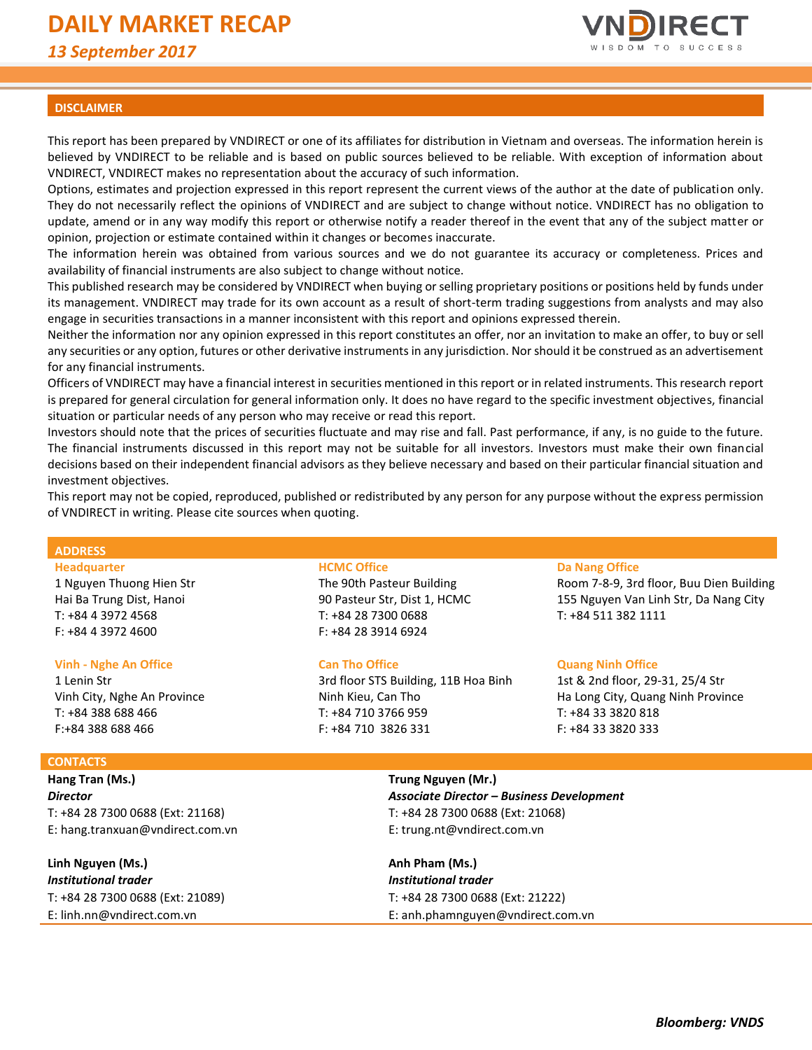# DAILY MARKET RECAP

*13 September 2017*

## DISCLAIMER

This report has been prepared by VNDIRECT or one of its affiliates for distribution in Vietnam and overseas. The information herein is believed by VNDIRECT to be reliable and is based on public sources believed to be reliable. With exception of information about VNDIRECT, VNDIRECT makes no representation about the accuracy of such information.

Options, estimates and projection expressed in this report represent the current views of the author at the date of publication only. They do not necessarily reflect the opinions of VNDIRECT and are subject to change without notice. VNDIRECT has no obligation to update, amend or in any way modify this report or otherwise notify a reader thereof in the event that any of the subject matter or opinion, projection or estimate contained within it changes or becomes inaccurate.

The information herein was obtained from various sources and we do not guarantee its accuracy or completeness. Prices and availability of financial instruments are also subject to change without notice.

This published research may be considered by VNDIRECT when buying or selling proprietary positions or positions held by funds under its management. VNDIRECT may trade for its own account as a result of short-term trading suggestions from analysts and may also engage in securities transactions in a manner inconsistent with this report and opinions expressed therein.

Neither the information nor any opinion expressed in this report constitutes an offer, nor an invitation to make an offer, to buy or sell any securities or any option, futures or other derivative instruments in any jurisdiction. Nor should it be construed as an advertisement for any financial instruments.

Officers of VNDIRECT may have a financial interest in securities mentioned in this report or in related instruments. This research report is prepared for general circulation for general information only. It does no have regard to the specific investment objectives, financial situation or particular needs of any person who may receive or read this report.

Investors should note that the prices of securities fluctuate and may rise and fall. Past performance, if any, is no guide to the future. The financial instruments discussed in this report may not be suitable for all investors. Investors must make their own financial decisions based on their independent financial advisors as they believe necessary and based on their particular financial situation and investment objectives.

This report may not be copied, reproduced, published or redistributed by any person for any purpose without the express permission of VNDIRECT in writing. Please cite sources when quoting.

## ADDRESS

**Headquarter**
1 Nguyen Thuong Hien Str
Hai Ba Trung Dist, Hanoi
T: +84 4 3972 4568
F: +84 4 3972 4600

**HCMC Office**
The 90th Pasteur Building
90 Pasteur Str, Dist 1, HCMC
T: +84 28 7300 0688
F: +84 28 3914 6924

**Da Nang Office**
Room 7-8-9, 3rd floor, Buu Dien Building
155 Nguyen Van Linh Str, Da Nang City
T: +84 511 382 1111

**Vinh - Nghe An Office**
1 Lenin Str
Vinh City, Nghe An Province
T: +84 388 688 466
F:+84 388 688 466

**Can Tho Office**
3rd floor STS Building, 11B Hoa Binh
Ninh Kieu, Can Tho
T: +84 710 3766 959
F: +84 710 3826 331

**Quang Ninh Office**
1st & 2nd floor, 29-31, 25/4 Str
Ha Long City, Quang Ninh Province
T: +84 33 3820 818
F: +84 33 3820 333

## CONTACTS

**Hang Tran (Ms.)**
***Director***
T: +84 28 7300 0688 (Ext: 21168)
E: hang.tranxuan@vndirect.com.vn

**Trung Nguyen (Mr.)**
***Associate Director – Business Development***
T: +84 28 7300 0688 (Ext: 21068)
E: trung.nt@vndirect.com.vn

**Linh Nguyen (Ms.)**
***Institutional trader***
T: +84 28 7300 0688 (Ext: 21089)
E: linh.nn@vndirect.com.vn

**Anh Pham (Ms.)**
***Institutional trader***
T: +84 28 7300 0688 (Ext: 21222)
E: anh.phamnguyen@vndirect.com.vn

***Bloomberg: VNDS***